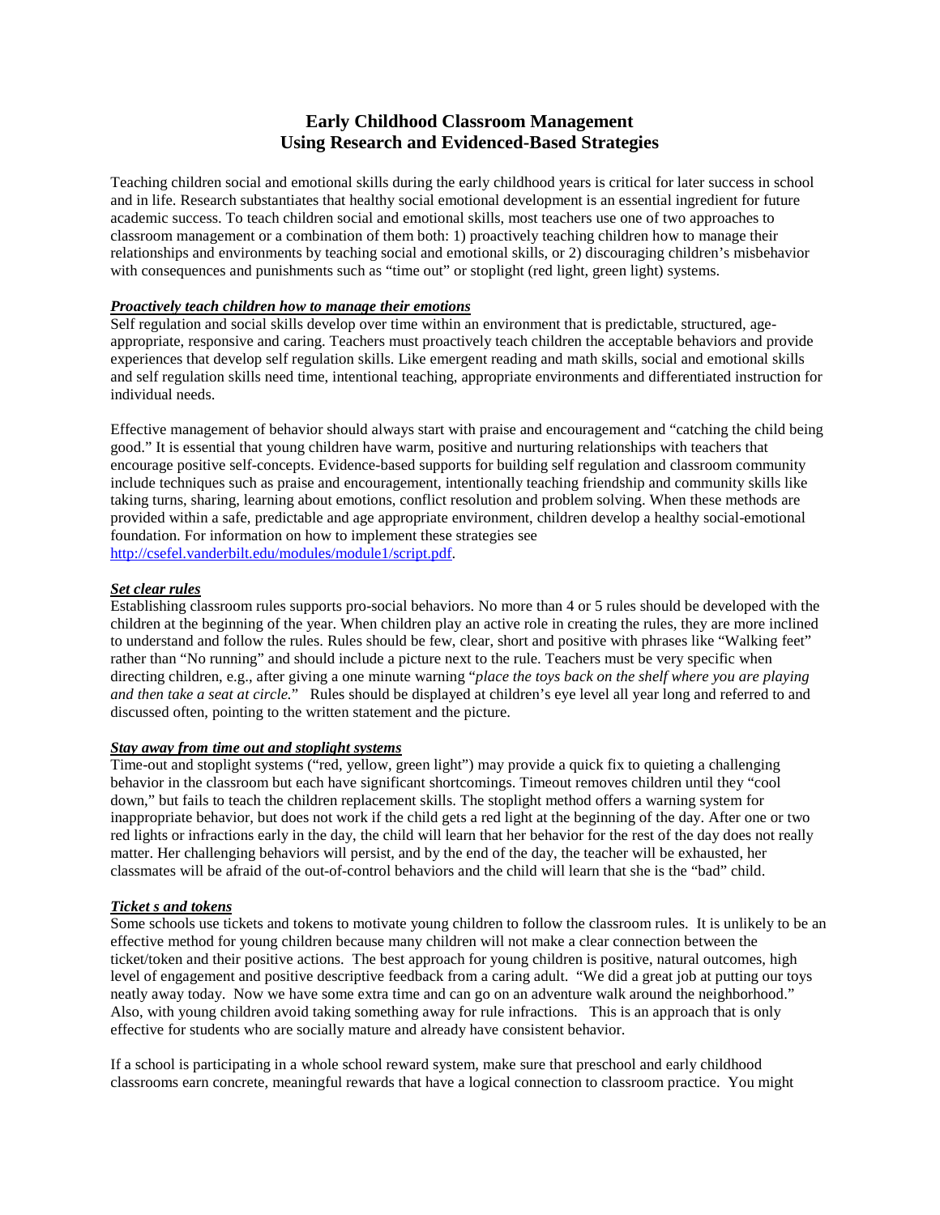# Early Childhood Classroom Management
# Using Research and Evidenced-Based Strategies

Teaching children social and emotional skills during the early childhood years is critical for later success in school and in life. Research substantiates that healthy social emotional development is an essential ingredient for future academic success. To teach children social and emotional skills, most teachers use one of two approaches to classroom management or a combination of them both: 1) proactively teaching children how to manage their relationships and environments by teaching social and emotional skills, or 2) discouraging children's misbehavior with consequences and punishments such as "time out" or stoplight (red light, green light) systems.

***Proactively teach children how to manage their emotions***

Self regulation and social skills develop over time within an environment that is predictable, structured, age-appropriate, responsive and caring. Teachers must proactively teach children the acceptable behaviors and provide experiences that develop self regulation skills. Like emergent reading and math skills, social and emotional skills and self regulation skills need time, intentional teaching, appropriate environments and differentiated instruction for individual needs.

Effective management of behavior should always start with praise and encouragement and "catching the child being good." It is essential that young children have warm, positive and nurturing relationships with teachers that encourage positive self-concepts. Evidence-based supports for building self regulation and classroom community include techniques such as praise and encouragement, intentionally teaching friendship and community skills like taking turns, sharing, learning about emotions, conflict resolution and problem solving. When these methods are provided within a safe, predictable and age appropriate environment, children develop a healthy social-emotional foundation. For information on how to implement these strategies see http://csefel.vanderbilt.edu/modules/module1/script.pdf.

***Set clear rules***

Establishing classroom rules supports pro-social behaviors. No more than 4 or 5 rules should be developed with the children at the beginning of the year. When children play an active role in creating the rules, they are more inclined to understand and follow the rules. Rules should be few, clear, short and positive with phrases like "Walking feet" rather than "No running" and should include a picture next to the rule. Teachers must be very specific when directing children, e.g., after giving a one minute warning "*place the toys back on the shelf where you are playing and then take a seat at circle.*" Rules should be displayed at children's eye level all year long and referred to and discussed often, pointing to the written statement and the picture.

***Stay away from time out and stoplight systems***

Time-out and stoplight systems ("red, yellow, green light") may provide a quick fix to quieting a challenging behavior in the classroom but each have significant shortcomings. Timeout removes children until they "cool down," but fails to teach the children replacement skills. The stoplight method offers a warning system for inappropriate behavior, but does not work if the child gets a red light at the beginning of the day. After one or two red lights or infractions early in the day, the child will learn that her behavior for the rest of the day does not really matter. Her challenging behaviors will persist, and by the end of the day, the teacher will be exhausted, her classmates will be afraid of the out-of-control behaviors and the child will learn that she is the "bad" child.

***Ticket s and tokens***

Some schools use tickets and tokens to motivate young children to follow the classroom rules. It is unlikely to be an effective method for young children because many children will not make a clear connection between the ticket/token and their positive actions. The best approach for young children is positive, natural outcomes, high level of engagement and positive descriptive feedback from a caring adult. "We did a great job at putting our toys neatly away today. Now we have some extra time and can go on an adventure walk around the neighborhood." Also, with young children avoid taking something away for rule infractions. This is an approach that is only effective for students who are socially mature and already have consistent behavior.

If a school is participating in a whole school reward system, make sure that preschool and early childhood classrooms earn concrete, meaningful rewards that have a logical connection to classroom practice. You might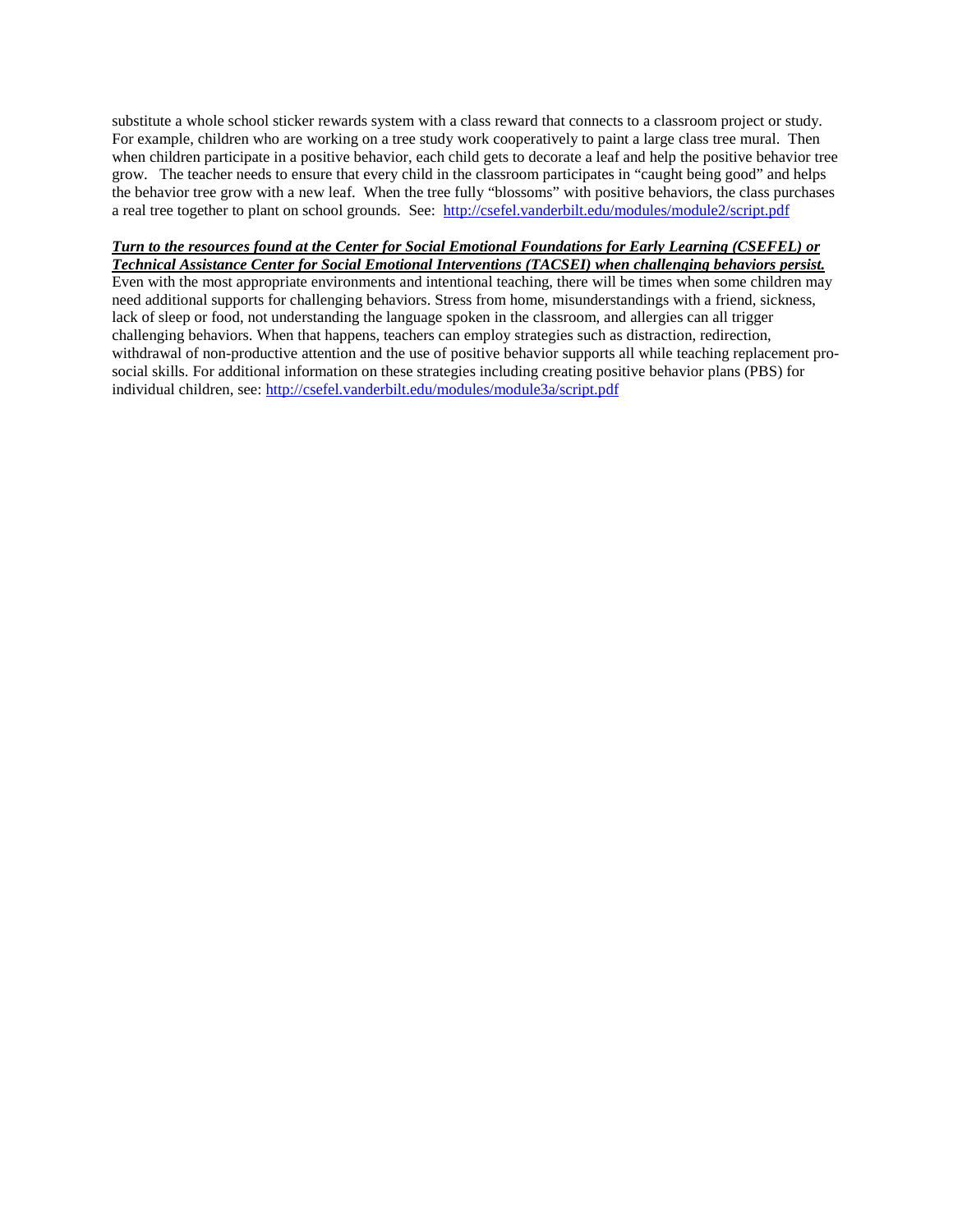substitute a whole school sticker rewards system with a class reward that connects to a classroom project or study. For example, children who are working on a tree study work cooperatively to paint a large class tree mural. Then when children participate in a positive behavior, each child gets to decorate a leaf and help the positive behavior tree grow. The teacher needs to ensure that every child in the classroom participates in "caught being good" and helps the behavior tree grow with a new leaf. When the tree fully "blossoms" with positive behaviors, the class purchases a real tree together to plant on school grounds. See: http://csefel.vanderbilt.edu/modules/module2/script.pdf

***Turn to the resources found at the Center for Social Emotional Foundations for Early Learning (CSEFEL) or Technical Assistance Center for Social Emotional Interventions (TACSEI) when challenging behaviors persist.***

Even with the most appropriate environments and intentional teaching, there will be times when some children may need additional supports for challenging behaviors. Stress from home, misunderstandings with a friend, sickness, lack of sleep or food, not understanding the language spoken in the classroom, and allergies can all trigger challenging behaviors. When that happens, teachers can employ strategies such as distraction, redirection, withdrawal of non-productive attention and the use of positive behavior supports all while teaching replacement pro-social skills. For additional information on these strategies including creating positive behavior plans (PBS) for individual children, see: http://csefel.vanderbilt.edu/modules/module3a/script.pdf